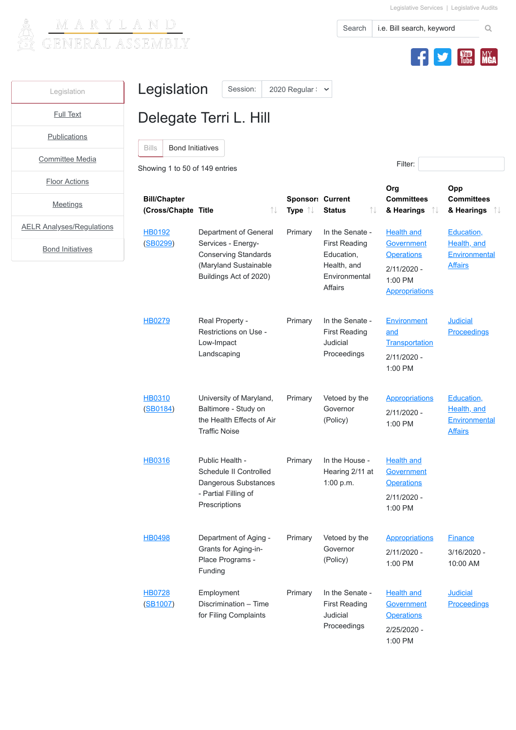Legislative Services | Legislative Audits

MARYLAND GENERAL ASSEMBLY

Search i.e. Bill search, keyword

- Legislation
- Full Text
- Publications
- Committee Media
- Floor Actions
- Meetings
- AELR Analyses/Regulations
- Bond Initiatives

# Legislation

Session: 2020 Regular Session

## Delegate Terri L. Hill

Bills | Bond Initiatives

Showing 1 to 50 of 149 entries

Filter:

| Bill/Chapter (Cross/Chapter) | Title | Sponsor Type | Current Status | Org Committees & Hearings | Opp Committees & Hearings |
|---|---|---|---|---|---|
| HB0192 (SB0299) | Department of General Services - Energy-Conserving Standards (Maryland Sustainable Buildings Act of 2020) | Primary | In the Senate - First Reading Education, Health, and Environmental Affairs | Health and Government Operations 2/11/2020 - 1:00 PM Appropriations | Education, Health, and Environmental Affairs |
| HB0279 | Real Property - Restrictions on Use - Low-Impact Landscaping | Primary | In the Senate - First Reading Judicial Proceedings | Environment and Transportation 2/11/2020 - 1:00 PM | Judicial Proceedings |
| HB0310 (SB0184) | University of Maryland, Baltimore - Study on the Health Effects of Air Traffic Noise | Primary | Vetoed by the Governor (Policy) | Appropriations 2/11/2020 - 1:00 PM | Education, Health, and Environmental Affairs |
| HB0316 | Public Health - Schedule II Controlled Dangerous Substances - Partial Filling of Prescriptions | Primary | In the House - Hearing 2/11 at 1:00 p.m. | Health and Government Operations 2/11/2020 - 1:00 PM | |
| HB0498 | Department of Aging - Grants for Aging-in-Place Programs - Funding | Primary | Vetoed by the Governor (Policy) | Appropriations 2/11/2020 - 1:00 PM | Finance 3/16/2020 - 10:00 AM |
| HB0728 (SB1007) | Employment Discrimination – Time for Filing Complaints | Primary | In the Senate - First Reading Judicial Proceedings | Health and Government Operations 2/25/2020 - 1:00 PM | Judicial Proceedings |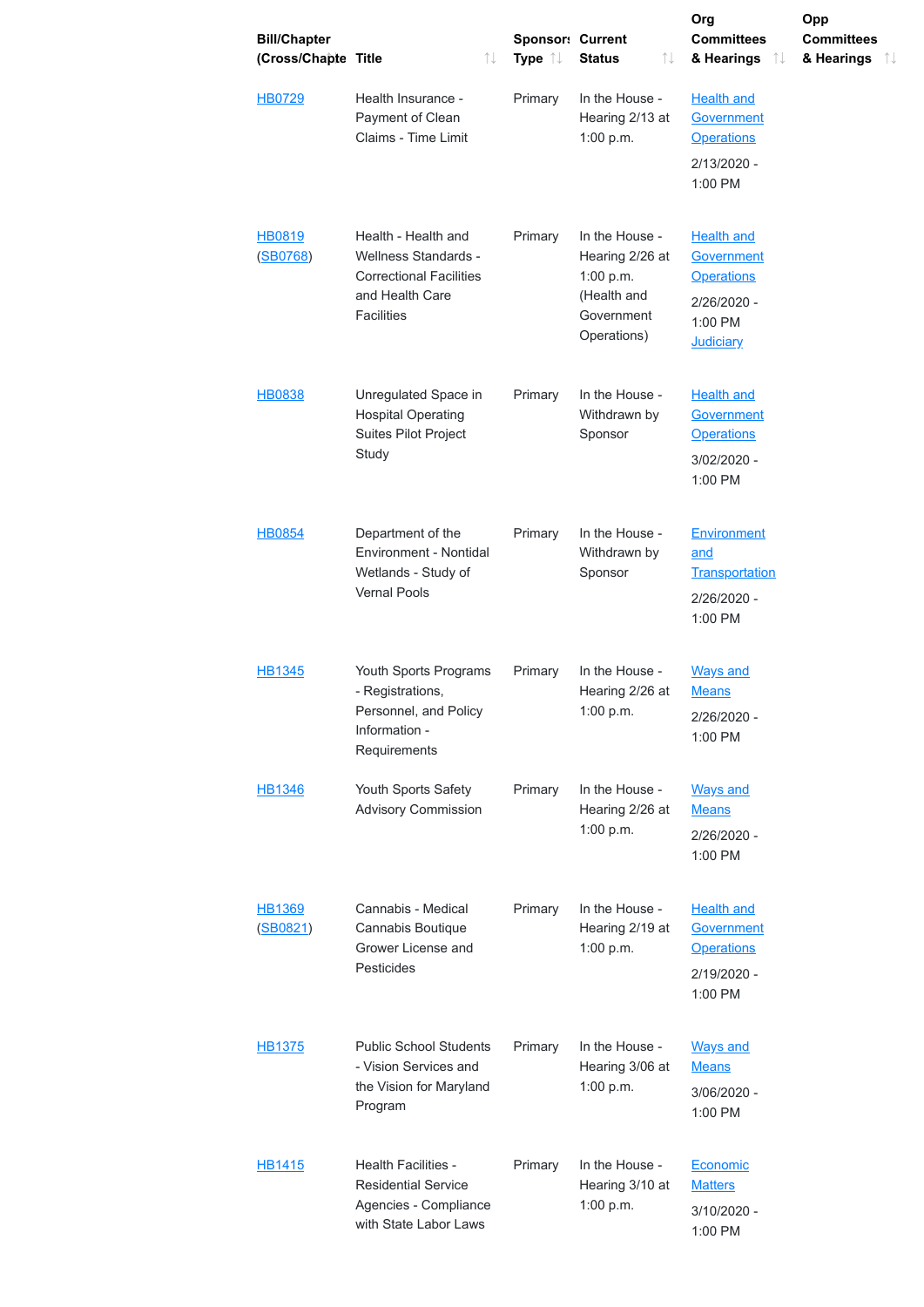| Bill/Chapter (Cross/Chapte | Title | Sponsor Type | Current Status | Org Committees & Hearings | Opp Committees & Hearings |
|---|---|---|---|---|---|
| HB0729 | Health Insurance - Payment of Clean Claims - Time Limit | Primary | In the House - Hearing 2/13 at 1:00 p.m. | Health and Government Operations 2/13/2020 - 1:00 PM | |
| HB0819 (SB0768) | Health - Health and Wellness Standards - Correctional Facilities and Health Care Facilities | Primary | In the House - Hearing 2/26 at 1:00 p.m. (Health and Government Operations) | Health and Government Operations 2/26/2020 - 1:00 PM Judiciary | |
| HB0838 | Unregulated Space in Hospital Operating Suites Pilot Project Study | Primary | In the House - Withdrawn by Sponsor | Health and Government Operations 3/02/2020 - 1:00 PM | |
| HB0854 | Department of the Environment - Nontidal Wetlands - Study of Vernal Pools | Primary | In the House - Withdrawn by Sponsor | Environment and Transportation 2/26/2020 - 1:00 PM | |
| HB1345 | Youth Sports Programs - Registrations, Personnel, and Policy Information - Requirements | Primary | In the House - Hearing 2/26 at 1:00 p.m. | Ways and Means 2/26/2020 - 1:00 PM | |
| HB1346 | Youth Sports Safety Advisory Commission | Primary | In the House - Hearing 2/26 at 1:00 p.m. | Ways and Means 2/26/2020 - 1:00 PM | |
| HB1369 (SB0821) | Cannabis - Medical Cannabis Boutique Grower License and Pesticides | Primary | In the House - Hearing 2/19 at 1:00 p.m. | Health and Government Operations 2/19/2020 - 1:00 PM | |
| HB1375 | Public School Students - Vision Services and the Vision for Maryland Program | Primary | In the House - Hearing 3/06 at 1:00 p.m. | Ways and Means 3/06/2020 - 1:00 PM | |
| HB1415 | Health Facilities - Residential Service Agencies - Compliance with State Labor Laws | Primary | In the House - Hearing 3/10 at 1:00 p.m. | Economic Matters 3/10/2020 - 1:00 PM | |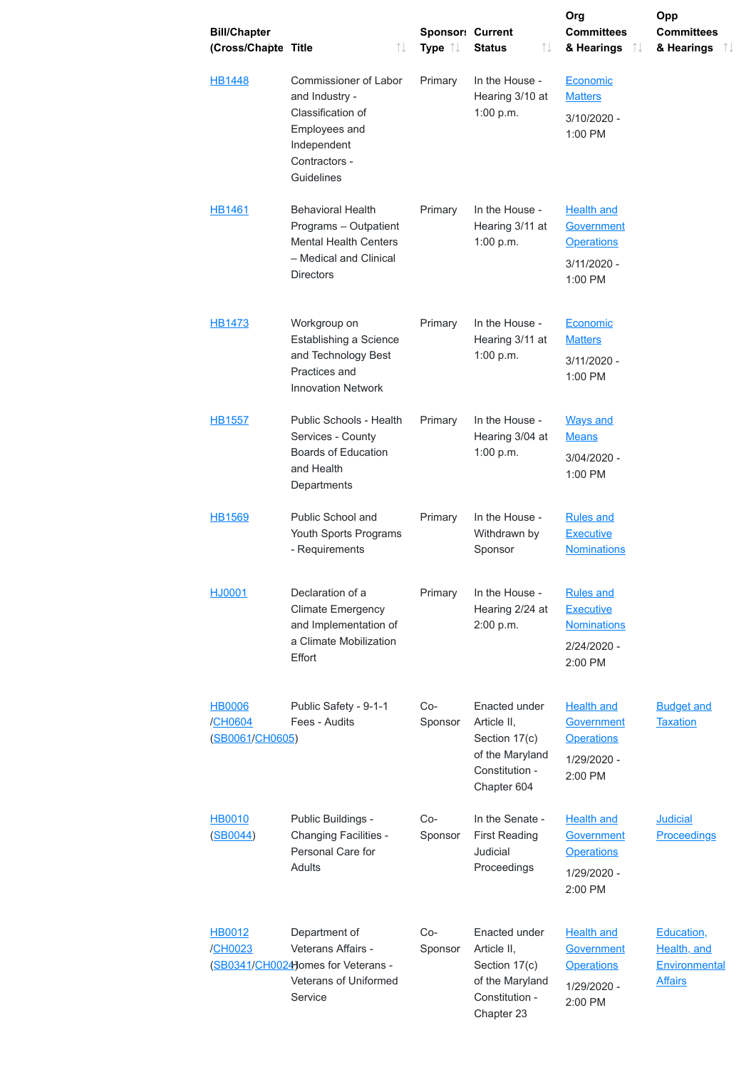| Bill/Chapter (Cross/Chapte | Title | Sponsor Type | Current Status | Org Committees & Hearings | Opp Committees & Hearings |
|---|---|---|---|---|---|
| HB1448 | Commissioner of Labor and Industry - Classification of Employees and Independent Contractors - Guidelines | Primary | In the House - Hearing 3/10 at 1:00 p.m. | Economic Matters 3/10/2020 - 1:00 PM | |
| HB1461 | Behavioral Health Programs – Outpatient Mental Health Centers – Medical and Clinical Directors | Primary | In the House - Hearing 3/11 at 1:00 p.m. | Health and Government Operations 3/11/2020 - 1:00 PM | |
| HB1473 | Workgroup on Establishing a Science and Technology Best Practices and Innovation Network | Primary | In the House - Hearing 3/11 at 1:00 p.m. | Economic Matters 3/11/2020 - 1:00 PM | |
| HB1557 | Public Schools - Health Services - County Boards of Education and Health Departments | Primary | In the House - Hearing 3/04 at 1:00 p.m. | Ways and Means 3/04/2020 - 1:00 PM | |
| HB1569 | Public School and Youth Sports Programs - Requirements | Primary | In the House - Withdrawn by Sponsor | Rules and Executive Nominations | |
| HJ0001 | Declaration of a Climate Emergency and Implementation of a Climate Mobilization Effort | Primary | In the House - Hearing 2/24 at 2:00 p.m. | Rules and Executive Nominations 2/24/2020 - 2:00 PM | |
| HB0006 /CH0604 (SB0061/CH0605) | Public Safety - 9-1-1 Fees - Audits | Co-Sponsor | Enacted under Article II, Section 17(c) of the Maryland Constitution - Chapter 604 | Health and Government Operations 1/29/2020 - 2:00 PM | Budget and Taxation |
| HB0010 (SB0044) | Public Buildings - Changing Facilities - Personal Care for Adults | Co-Sponsor | In the Senate - First Reading Judicial Proceedings | Health and Government Operations 1/29/2020 - 2:00 PM | Judicial Proceedings |
| HB0012 /CH0023 (SB0341/CH0024) | Department of Veterans Affairs - Homes for Veterans - Veterans of Uniformed Service | Co-Sponsor | Enacted under Article II, Section 17(c) of the Maryland Constitution - Chapter 23 | Health and Government Operations 1/29/2020 - 2:00 PM | Education, Health, and Environmental Affairs |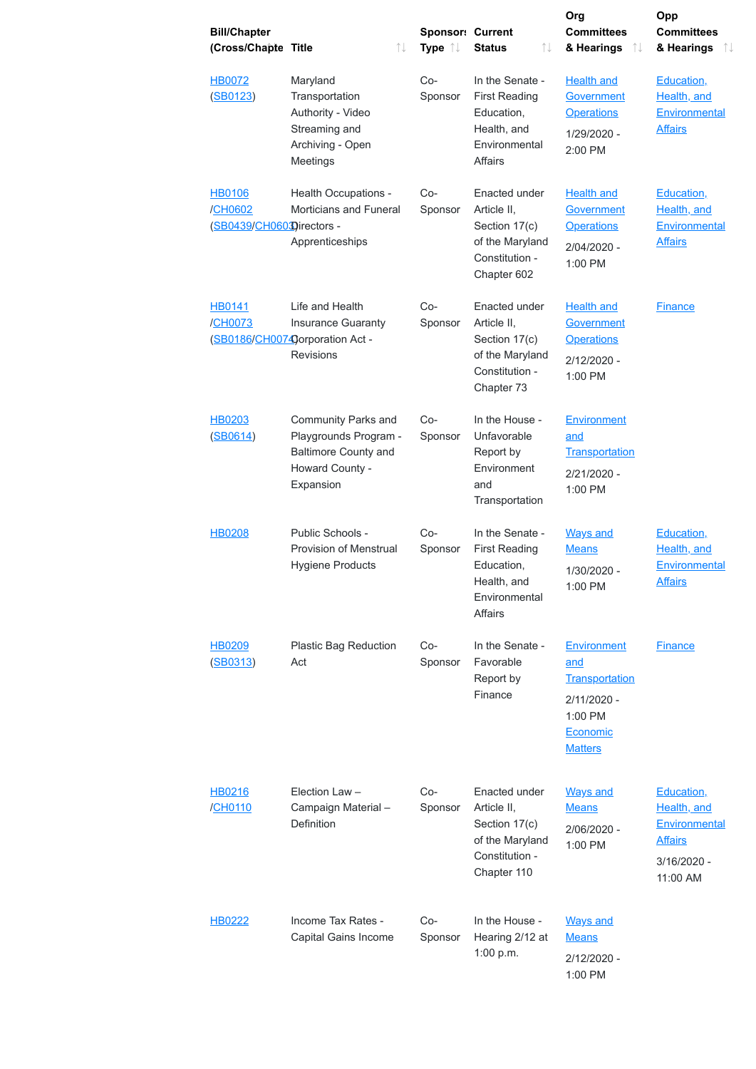| Bill/Chapter (Cross/Chapter) | Title | Sponsor Type | Current Status | Org Committees & Hearings | Opp Committees & Hearings |
|---|---|---|---|---|---|
| HB0072 (SB0123) | Maryland Transportation Authority - Video Streaming and Archiving - Open Meetings | Co-Sponsor | In the Senate - First Reading Education, Health, and Environmental Affairs | Health and Government Operations 1/29/2020 - 2:00 PM | Education, Health, and Environmental Affairs |
| HB0106 /CH0602 (SB0439/CH0603) | Health Occupations - Morticians and Funeral Directors - Apprenticeships | Co-Sponsor | Enacted under Article II, Section 17(c) of the Maryland Constitution - Chapter 602 | Health and Government Operations 2/04/2020 - 1:00 PM | Education, Health, and Environmental Affairs |
| HB0141 /CH0073 (SB0186/CH0074) | Life and Health Insurance Guaranty Corporation Act - Revisions | Co-Sponsor | Enacted under Article II, Section 17(c) of the Maryland Constitution - Chapter 73 | Health and Government Operations 2/12/2020 - 1:00 PM | Finance |
| HB0203 (SB0614) | Community Parks and Playgrounds Program - Baltimore County and Howard County - Expansion | Co-Sponsor | In the House - Unfavorable Report by Environment and Transportation | Environment and Transportation 2/21/2020 - 1:00 PM | |
| HB0208 | Public Schools - Provision of Menstrual Hygiene Products | Co-Sponsor | In the Senate - First Reading Education, Health, and Environmental Affairs | Ways and Means 1/30/2020 - 1:00 PM | Education, Health, and Environmental Affairs |
| HB0209 (SB0313) | Plastic Bag Reduction Act | Co-Sponsor | In the Senate - Favorable Report by Finance | Environment and Transportation 2/11/2020 - 1:00 PM Economic Matters | Finance |
| HB0216 /CH0110 | Election Law – Campaign Material – Definition | Co-Sponsor | Enacted under Article II, Section 17(c) of the Maryland Constitution - Chapter 110 | Ways and Means 2/06/2020 - 1:00 PM | Education, Health, and Environmental Affairs 3/16/2020 - 11:00 AM |
| HB0222 | Income Tax Rates - Capital Gains Income | Co-Sponsor | In the House - Hearing 2/12 at 1:00 p.m. | Ways and Means 2/12/2020 - 1:00 PM | |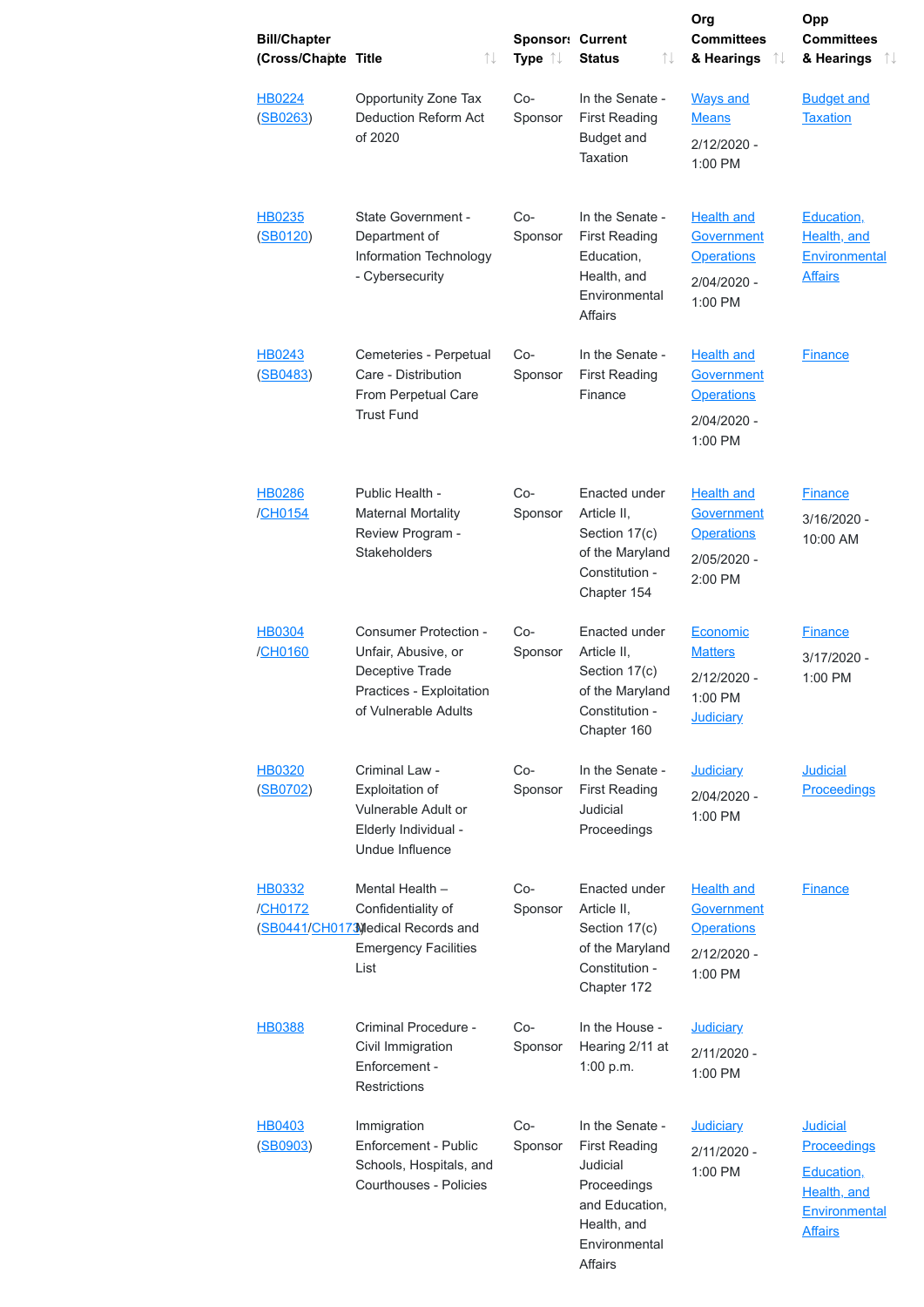| Bill/Chapter (Cross/Chapter) | Title | Sponsor Type | Current Status | Org Committees & Hearings | Opp Committees & Hearings |
|---|---|---|---|---|---|
| HB0224 (SB0263) | Opportunity Zone Tax Deduction Reform Act of 2020 | Co-Sponsor | In the Senate - First Reading Budget and Taxation | Ways and Means 2/12/2020 - 1:00 PM | Budget and Taxation |
| HB0235 (SB0120) | State Government - Department of Information Technology - Cybersecurity | Co-Sponsor | In the Senate - First Reading Education, Health, and Environmental Affairs | Health and Government Operations 2/04/2020 - 1:00 PM | Education, Health, and Environmental Affairs |
| HB0243 (SB0483) | Cemeteries - Perpetual Care - Distribution From Perpetual Care Trust Fund | Co-Sponsor | In the Senate - First Reading Finance | Health and Government Operations 2/04/2020 - 1:00 PM | Finance |
| HB0286 /CH0154 | Public Health - Maternal Mortality Review Program - Stakeholders | Co-Sponsor | Enacted under Article II, Section 17(c) of the Maryland Constitution - Chapter 154 | Health and Government Operations 2/05/2020 - 2:00 PM | Finance 3/16/2020 - 10:00 AM |
| HB0304 /CH0160 | Consumer Protection - Unfair, Abusive, or Deceptive Trade Practices - Exploitation of Vulnerable Adults | Co-Sponsor | Enacted under Article II, Section 17(c) of the Maryland Constitution - Chapter 160 | Economic Matters 2/12/2020 - 1:00 PM Judiciary | Finance 3/17/2020 - 1:00 PM |
| HB0320 (SB0702) | Criminal Law - Exploitation of Vulnerable Adult or Elderly Individual - Undue Influence | Co-Sponsor | In the Senate - First Reading Judicial Proceedings | Judiciary 2/04/2020 - 1:00 PM | Judicial Proceedings |
| HB0332 /CH0172 (SB0441/CH0173) | Mental Health – Confidentiality of Medical Records and Emergency Facilities List | Co-Sponsor | Enacted under Article II, Section 17(c) of the Maryland Constitution - Chapter 172 | Health and Government Operations 2/12/2020 - 1:00 PM | Finance |
| HB0388 | Criminal Procedure - Civil Immigration Enforcement - Restrictions | Co-Sponsor | In the House - Hearing 2/11 at 1:00 p.m. | Judiciary 2/11/2020 - 1:00 PM | |
| HB0403 (SB0903) | Immigration Enforcement - Public Schools, Hospitals, and Courthouses - Policies | Co-Sponsor | In the Senate - First Reading Judicial Proceedings and Education, Health, and Environmental Affairs | Judiciary 2/11/2020 - 1:00 PM | Judicial Proceedings Education, Health, and Environmental Affairs |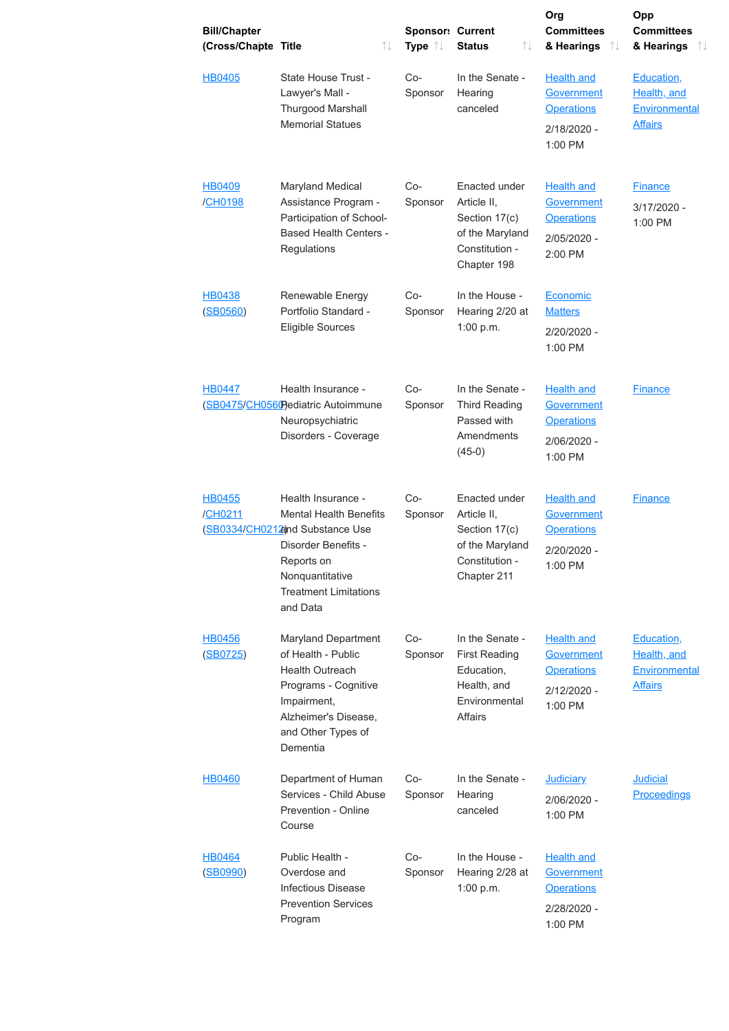| Bill/Chapter (Cross/Chapter) | Title | Sponsor Type | Current Status | Org Committees & Hearings | Opp Committees & Hearings |
|---|---|---|---|---|---|
| HB0405 | State House Trust - Lawyer's Mall - Thurgood Marshall Memorial Statues | Co-Sponsor | In the Senate - Hearing canceled | Health and Government Operations 2/18/2020 - 1:00 PM | Education, Health, and Environmental Affairs |
| HB0409 /CH0198 | Maryland Medical Assistance Program - Participation of School-Based Health Centers - Regulations | Co-Sponsor | Enacted under Article II, Section 17(c) of the Maryland Constitution - Chapter 198 | Health and Government Operations 2/05/2020 - 2:00 PM | Finance 3/17/2020 - 1:00 PM |
| HB0438 (SB0560) | Renewable Energy Portfolio Standard - Eligible Sources | Co-Sponsor | In the House - Hearing 2/20 at 1:00 p.m. | Economic Matters 2/20/2020 - 1:00 PM | |
| HB0447 (SB0475/CH0560) | Health Insurance - Pediatric Autoimmune Neuropsychiatric Disorders - Coverage | Co-Sponsor | In the Senate - Third Reading Passed with Amendments (45-0) | Health and Government Operations 2/06/2020 - 1:00 PM | Finance |
| HB0455 /CH0211 (SB0334/CH0212) | Health Insurance - Mental Health Benefits and Substance Use Disorder Benefits - Reports on Nonquantitative Treatment Limitations and Data | Co-Sponsor | Enacted under Article II, Section 17(c) of the Maryland Constitution - Chapter 211 | Health and Government Operations 2/20/2020 - 1:00 PM | Finance |
| HB0456 (SB0725) | Maryland Department of Health - Public Health Outreach Programs - Cognitive Impairment, Alzheimer's Disease, and Other Types of Dementia | Co-Sponsor | In the Senate - First Reading Education, Health, and Environmental Affairs | Health and Government Operations 2/12/2020 - 1:00 PM | Education, Health, and Environmental Affairs |
| HB0460 | Department of Human Services - Child Abuse Prevention - Online Course | Co-Sponsor | In the Senate - Hearing canceled | Judiciary 2/06/2020 - 1:00 PM | Judicial Proceedings |
| HB0464 (SB0990) | Public Health - Overdose and Infectious Disease Prevention Services Program | Co-Sponsor | In the House - Hearing 2/28 at 1:00 p.m. | Health and Government Operations 2/28/2020 - 1:00 PM | |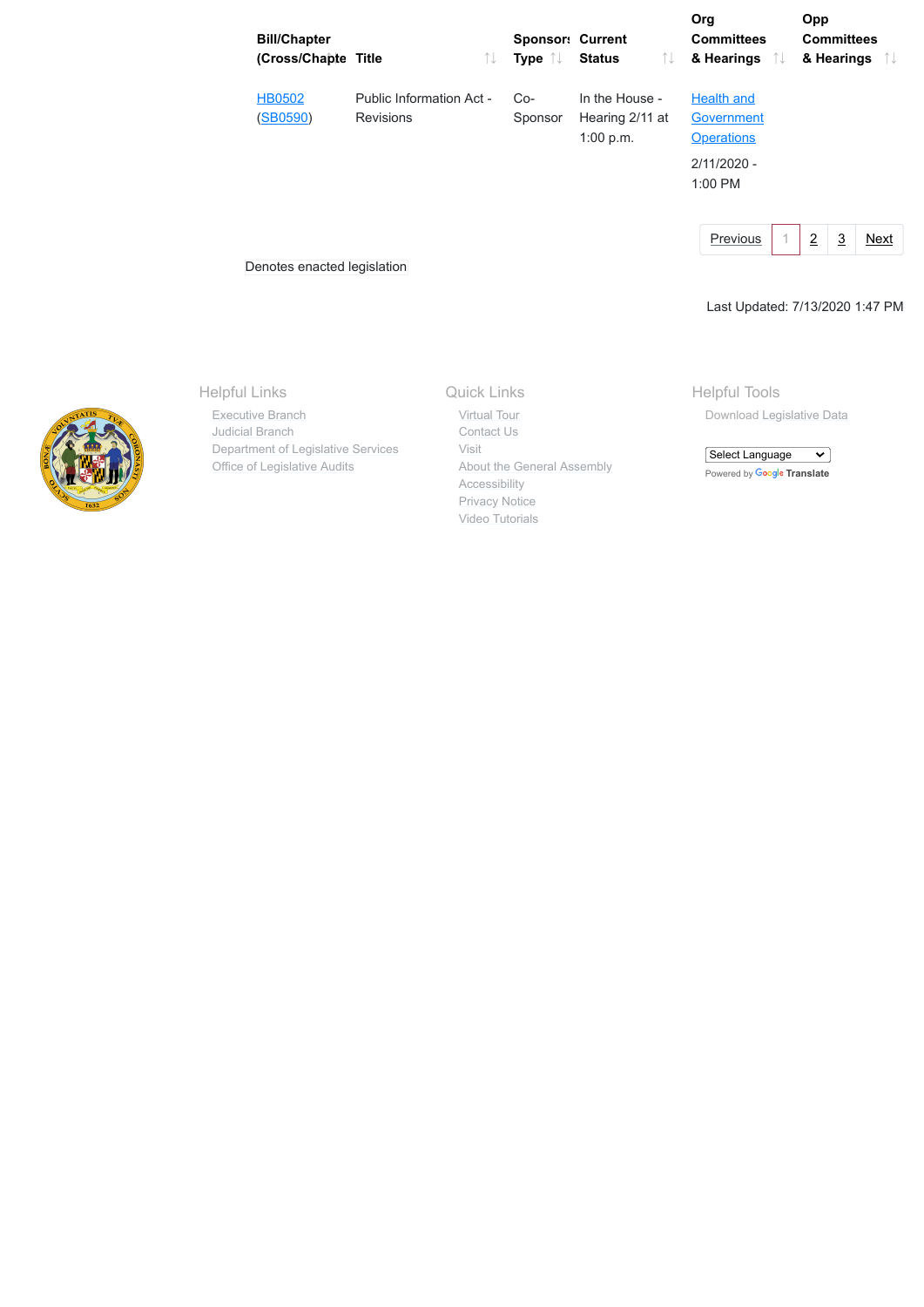| Bill/Chapter (Cross/Chapte | Title | Sponsor Type | Current Status | Org Committees & Hearings | Opp Committees & Hearings |
|---|---|---|---|---|---|
| HB0502 (SB0590) | Public Information Act - Revisions | Co-Sponsor | In the House - Hearing 2/11 at 1:00 p.m. | Health and Government Operations 2/11/2020 - 1:00 PM | |

Previous 1 2 3 Next

Denotes enacted legislation

Last Updated: 7/13/2020 1:47 PM

Helpful Links

- Executive Branch
- Judicial Branch
- Department of Legislative Services
- Office of Legislative Audits

Quick Links

- Virtual Tour
- Contact Us
- Visit
- About the General Assembly
- Accessibility
- Privacy Notice
- Video Tutorials

Helpful Tools

- Download Legislative Data

Select Language

Powered by Google Translate